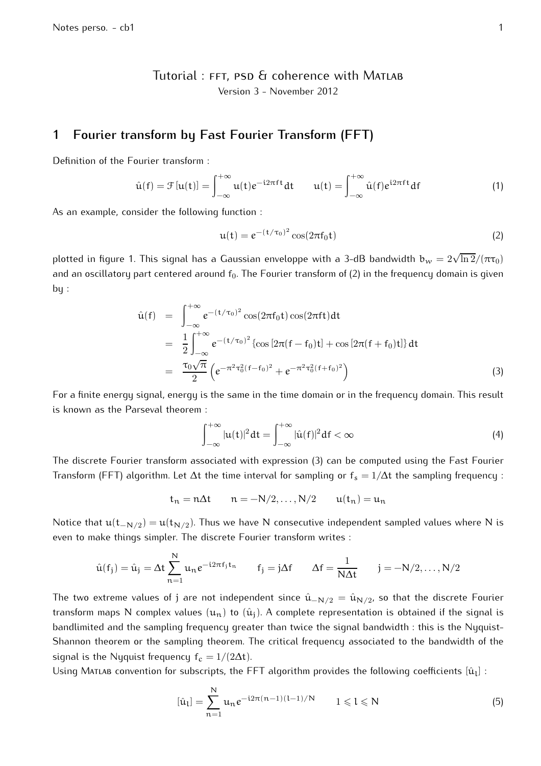# Tutorial : FFT, PSD & coherence with Matlab

Version 3 - November 2012

## 1 Fourier transform by Fast Fourier Transform (FFT)

Definition of the Fourier transform :

$$\hat{u}(f) = \mathcal{F}[u(t)] = \int_{-\infty}^{+\infty} u(t) e^{-i2\pi f t} dt \qquad u(t) = \int_{-\infty}^{+\infty} \hat{u}(f) e^{i2\pi f t} df \tag{1}$$

As an example, consider the following function :

$$u(t) = e^{-(t/\tau_0)^2} \cos(2\pi f_0 t) \tag{2}$$

plotted in figure 1. This signal has a Gaussian enveloppe with a 3-dB bandwidth $b_w = 2\sqrt{\ln 2}/(\pi\tau_0)$ and an oscillatory part centered around $f_0$. The Fourier transform of (2) in the frequency domain is given by :

$$\begin{aligned}
\hat{u}(f) &= \int_{-\infty}^{+\infty} e^{-(t/\tau_0)^2} \cos(2\pi f_0 t) \cos(2\pi f t) dt \\
&= \frac{1}{2} \int_{-\infty}^{+\infty} e^{-(t/\tau_0)^2} \left\{ \cos\left[2\pi(f - f_0)t\right] + \cos\left[2\pi(f + f_0)t\right] \right\} dt \\
&= \frac{\tau_0\sqrt{\pi}}{2} \left( e^{-\pi^2\tau_0^2(f-f_0)^2} + e^{-\pi^2\tau_0^2(f+f_0)^2} \right)
\end{aligned} \tag{3}$$

For a finite energy signal, energy is the same in the time domain or in the frequency domain. This result is known as the Parseval theorem :

$$\int_{-\infty}^{+\infty} |u(t)|^2 dt = \int_{-\infty}^{+\infty} |\hat{u}(f)|^2 df < \infty \tag{4}$$

The discrete Fourier transform associated with expression (3) can be computed using the Fast Fourier Transform (FFT) algorithm. Let $\Delta t$ the time interval for sampling or $f_s = 1/\Delta t$ the sampling frequency :

$$t_n = n\Delta t \qquad n = -N/2, \ldots, N/2 \qquad u(t_n) = u_n$$

Notice that $u(t_{-N/2}) = u(t_{N/2})$. Thus we have N consecutive independent sampled values where N is even to make things simpler. The discrete Fourier transform writes :

$$\hat{u}(f_j) = \hat{u}_j = \Delta t \sum_{n=1}^{N} u_n e^{-i2\pi f_j t_n} \qquad f_j = j\Delta f \qquad \Delta f = \frac{1}{N\Delta t} \qquad j = -N/2, \ldots, N/2$$

The two extreme values of j are not independent since $\hat{u}_{-N/2} = \hat{u}_{N/2}$, so that the discrete Fourier transform maps N complex values $(u_n)$ to $(\hat{u}_j)$. A complete representation is obtained if the signal is bandlimited and the sampling frequency greater than twice the signal bandwidth : this is the Nyquist-Shannon theorem or the sampling theorem. The critical frequency associated to the bandwidth of the signal is the Nyquist frequency $f_c = 1/(2\Delta t)$.

Using Matlab convention for subscripts, the FFT algorithm provides the following coefficients $[\hat{u}_l]$ :

$$[\hat{u}_l] = \sum_{n=1}^{N} u_n e^{-i2\pi(n-1)(l-1)/N} \qquad 1 \leqslant l \leqslant N \tag{5}$$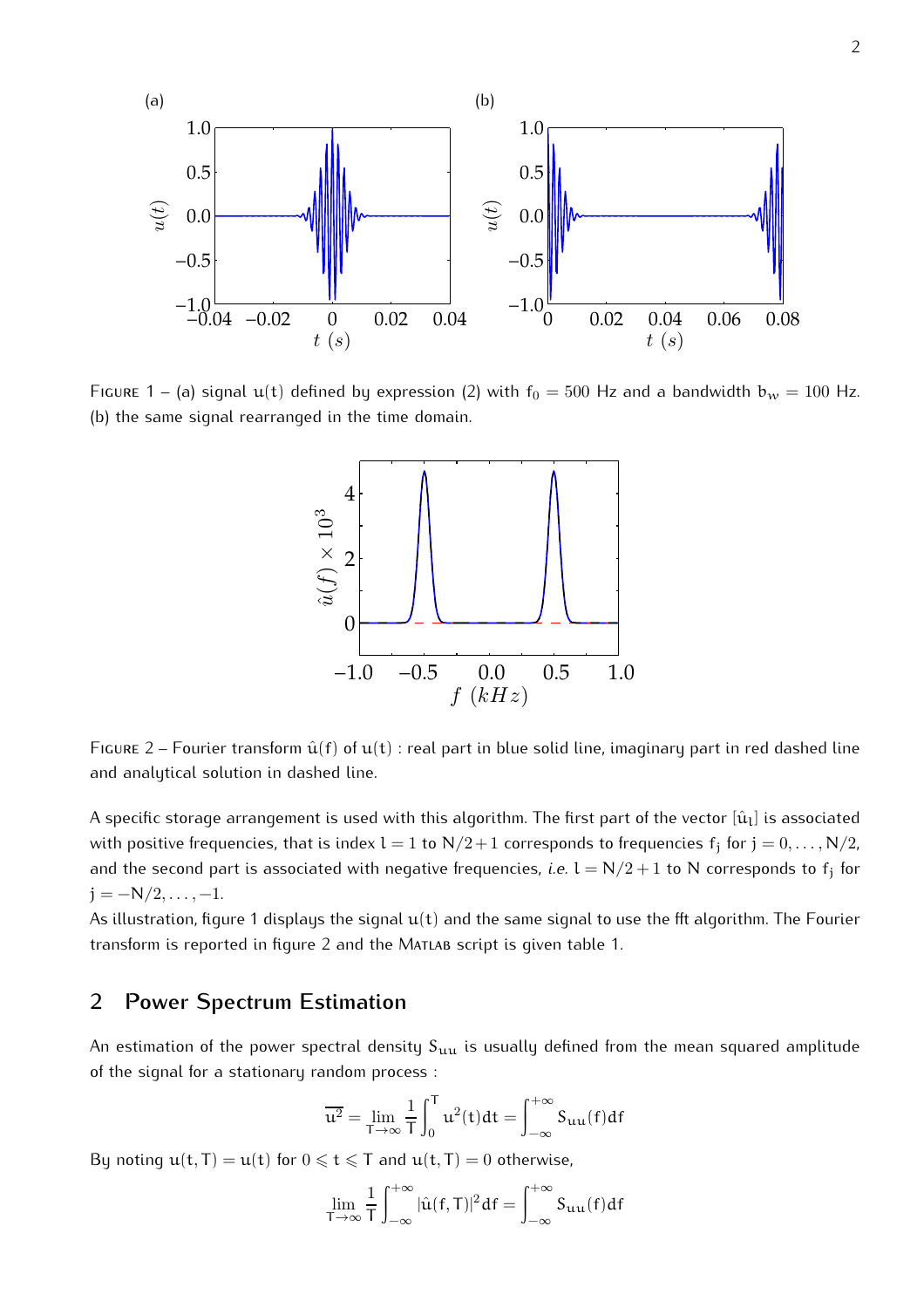FIGURE 1 – (a) signal $u(t)$ defined by expression (2) with $f_0 = 500$ Hz and a bandwidth $b_w = 100$ Hz. (b) the same signal rearranged in the time domain.

FIGURE 2 – Fourier transform $\hat{u}(f)$ of $u(t)$ : real part in blue solid line, imaginary part in red dashed line and analytical solution in dashed line.

A specific storage arrangement is used with this algorithm. The first part of the vector $[\hat{u}_l]$ is associated with positive frequencies, that is index $l = 1$ to $N/2+1$ corresponds to frequencies $f_j$ for $j = 0, \dots, N/2$, and the second part is associated with negative frequencies, *i.e.* $l = N/2+1$ to $N$ corresponds to $f_j$ for $j = -N/2, \dots, -1$.

As illustration, figure 1 displays the signal $u(t)$ and the same signal to use the fft algorithm. The Fourier transform is reported in figure 2 and the MATLAB script is given table 1.

## 2 Power Spectrum Estimation

An estimation of the power spectral density $S_{uu}$ is usually defined from the mean squared amplitude of the signal for a stationary random process :

$$\overline{u^2} = \lim_{T\to\infty} \frac{1}{T}\int_0^T u^2(t)dt = \int_{-\infty}^{+\infty} S_{uu}(f)df$$

By noting $u(t,T) = u(t)$ for $0 \leqslant t \leqslant T$ and $u(t,T) = 0$ otherwise,

$$\lim_{T\to\infty} \frac{1}{T}\int_{-\infty}^{+\infty} |\hat{u}(f,T)|^2 df = \int_{-\infty}^{+\infty} S_{uu}(f)df$$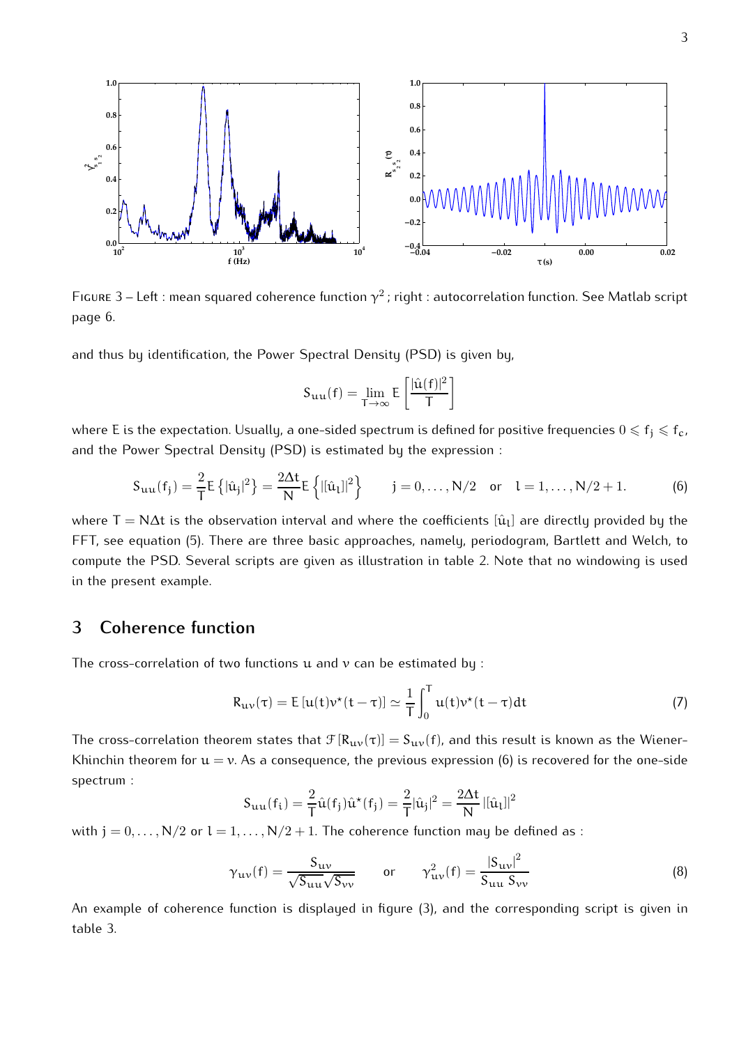FIGURE 3 – Left : mean squared coherence function $\gamma^2$ ; right : autocorrelation function. See Matlab script page 6.

and thus by identification, the Power Spectral Density (PSD) is given by,

$$S_{uu}(f) = \lim_{T\to\infty} E\left[\frac{|\hat{u}(f)|^2}{T}\right]$$

where E is the expectation. Usually, a one-sided spectrum is defined for positive frequencies $0 \leqslant f_j \leqslant f_c$, and the Power Spectral Density (PSD) is estimated by the expression :

$$S_{uu}(f_j) = \frac{2}{T} E\left\{|\hat{u}_j|^2\right\} = \frac{2\Delta t}{N} E\left\{|[\hat{u}_l]|^2\right\} \qquad j = 0,\ldots,N/2 \quad \text{or} \quad l = 1,\ldots,N/2+1. \tag{6}$$

where $T = N\Delta t$ is the observation interval and where the coefficients $[\hat{u}_l]$ are directly provided by the FFT, see equation (5). There are three basic approaches, namely, periodogram, Bartlett and Welch, to compute the PSD. Several scripts are given as illustration in table 2. Note that no windowing is used in the present example.

## 3 Coherence function

The cross-correlation of two functions u and v can be estimated by :

$$R_{uv}(\tau) = E\left[u(t)v^\star(t-\tau)\right] \simeq \frac{1}{T}\int_0^T u(t)v^\star(t-\tau)dt \tag{7}$$

The cross-correlation theorem states that $\mathcal{F}\left[R_{uv}(\tau)\right] = S_{uv}(f)$, and this result is known as the Wiener-Khinchin theorem for $u = v$. As a consequence, the previous expression (6) is recovered for the one-side spectrum :

$$S_{uu}(f_i) = \frac{2}{T}\hat{u}(f_j)\hat{u}^\star(f_j) = \frac{2}{T}|\hat{u}_j|^2 = \frac{2\Delta t}{N}\left|[\hat{u}_l]\right|^2$$

with $j = 0,\ldots,N/2$ or $l = 1,\ldots,N/2+1$. The coherence function may be defined as :

$$\gamma_{uv}(f) = \frac{S_{uv}}{\sqrt{S_{uu}}\sqrt{S_{vv}}} \qquad \text{or} \qquad \gamma^2_{uv}(f) = \frac{|S_{uv}|^2}{S_{uu}\;S_{vv}} \tag{8}$$

An example of coherence function is displayed in figure (3), and the corresponding script is given in table 3.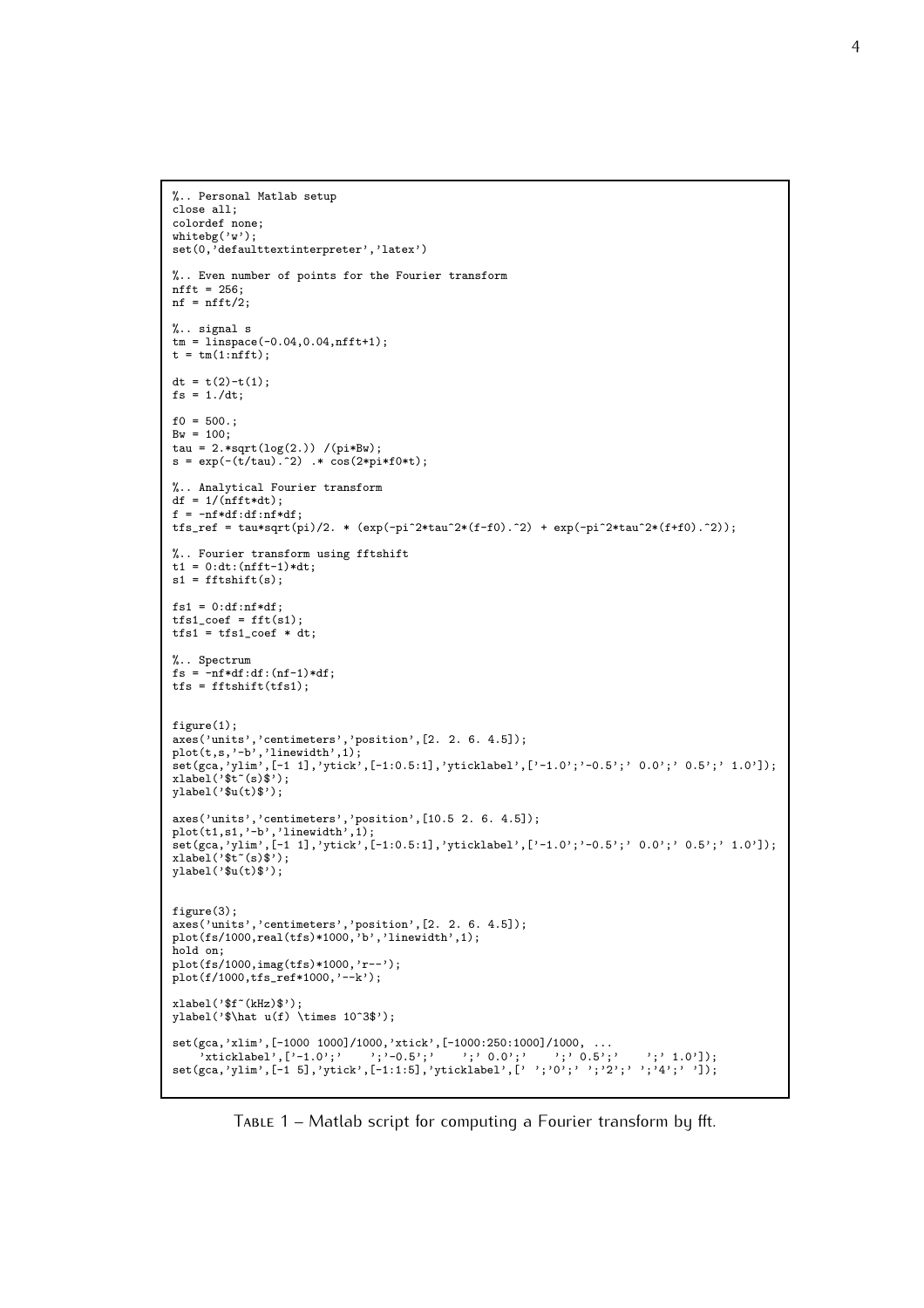```
%.. Personal Matlab setup
close all;
colordef none;
whitebg('w');
set(0,'defaulttextinterpreter','latex')

%.. Even number of points for the Fourier transform
nfft = 256;
nf = nfft/2;

%.. signal s
tm = linspace(-0.04,0.04,nfft+1);
t = tm(1:nfft);

dt = t(2)-t(1);
fs = 1./dt;

f0 = 500.;
Bw = 100;
tau = 2.*sqrt(log(2.)) /(pi*Bw);
s = exp(-(t/tau).^2) .* cos(2*pi*f0*t);

%.. Analytical Fourier transform
df = 1/(nfft*dt);
f = -nf*df:df:nf*df;
tfs_ref = tau*sqrt(pi)/2. * (exp(-pi^2*tau^2*(f-f0).^2) + exp(-pi^2*tau^2*(f+f0).^2));

%.. Fourier transform using fftshift
t1 = 0:dt:(nfft-1)*dt;
s1 = fftshift(s);

fs1 = 0:df:nf*df;
tfs1_coef = fft(s1);
tfs1 = tfs1_coef * dt;

%.. Spectrum
fs = -nf*df:df:(nf-1)*df;
tfs = fftshift(tfs1);


figure(1);
axes('units','centimeters','position',[2. 2. 6. 4.5]);
plot(t,s,'-b','linewidth',1);
set(gca,'ylim',[-1 1],'ytick',[-1:0.5:1],'yticklabel',['-1.0';'-0.5';' 0.0';' 0.5';' 1.0']);
xlabel('$t~(s)$');
ylabel('$u(t)$');

axes('units','centimeters','position',[10.5 2. 6. 4.5]);
plot(t1,s1,'-b','linewidth',1);
set(gca,'ylim',[-1 1],'ytick',[-1:0.5:1],'yticklabel',['-1.0';'-0.5';' 0.0';' 0.5';' 1.0']);
xlabel('$t~(s)$');
ylabel('$u(t)$');


figure(3);
axes('units','centimeters','position',[2. 2. 6. 4.5]);
plot(fs/1000,real(tfs)*1000,'b','linewidth',1);
hold on;
plot(fs/1000,imag(tfs)*1000,'r--');
plot(f/1000,tfs_ref*1000,'--k');

xlabel('$f~(kHz)$');
ylabel('$\hat u(f) \times 10^3$');

set(gca,'xlim',[-1000 1000]/1000,'xtick',[-1000:250:1000]/1000, ...
    'xticklabel',['-1.0';'    ';'-0.5';'    ';' 0.0';'    ';' 0.5';'    ';' 1.0']);
set(gca,'ylim',[-1 5],'ytick',[-1:1:5],'yticklabel',[' ';'0';' ';'2';' ';'4';' ']);
```

Table 1 – Matlab script for computing a Fourier transform by fft.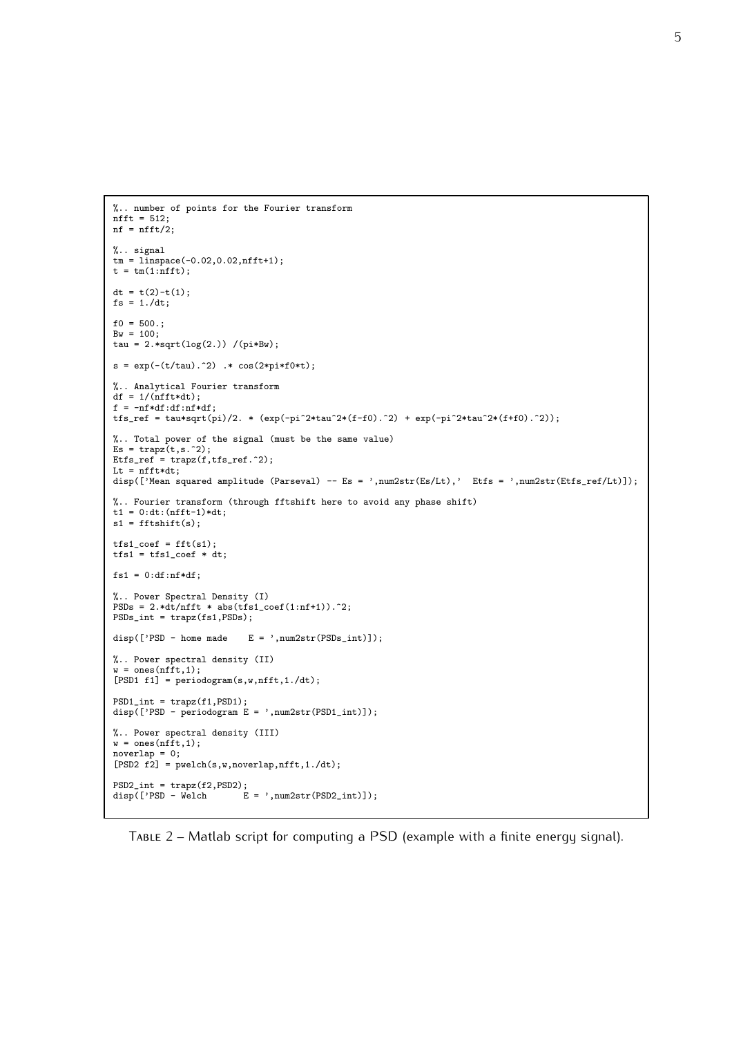```matlab
%.. number of points for the Fourier transform
nfft = 512;
nf = nfft/2;

%.. signal
tm = linspace(-0.02,0.02,nfft+1);
t = tm(1:nfft);

dt = t(2)-t(1);
fs = 1./dt;

f0 = 500.;
Bw = 100;
tau = 2.*sqrt(log(2.)) /(pi*Bw);

s = exp(-(t/tau).^2) .* cos(2*pi*f0*t);

%.. Analytical Fourier transform
df = 1/(nfft*dt);
f = -nf*df:df:nf*df;
tfs_ref = tau*sqrt(pi)/2. * (exp(-pi^2*tau^2*(f-f0).^2) + exp(-pi^2*tau^2*(f+f0).^2));

%.. Total power of the signal (must be the same value)
Es = trapz(t,s.^2);
Etfs_ref = trapz(f,tfs_ref.^2);
Lt = nfft*dt;
disp(['Mean squared amplitude (Parseval) -- Es = ',num2str(Es/Lt),'  Etfs = ',num2str(Etfs_ref/Lt)]);

%.. Fourier transform (through fftshift here to avoid any phase shift)
t1 = 0:dt:(nfft-1)*dt;
s1 = fftshift(s);

tfs1_coef = fft(s1);
tfs1 = tfs1_coef * dt;

fs1 = 0:df:nf*df;

%.. Power Spectral Density (I)
PSDs = 2.*dt/nfft * abs(tfs1_coef(1:nf+1)).^2;
PSDs_int = trapz(fs1,PSDs);

disp(['PSD - home made    E = ',num2str(PSDs_int)]);

%.. Power spectral density (II)
w = ones(nfft,1);
[PSD1 f1] = periodogram(s,w,nfft,1./dt);

PSD1_int = trapz(f1,PSD1);
disp(['PSD - periodogram E = ',num2str(PSD1_int)]);

%.. Power spectral density (III)
w = ones(nfft,1);
noverlap = 0;
[PSD2 f2] = pwelch(s,w,noverlap,nfft,1./dt);

PSD2_int = trapz(f2,PSD2);
disp(['PSD - Welch       E = ',num2str(PSD2_int)]);
```

TABLE 2 – Matlab script for computing a PSD (example with a finite energy signal).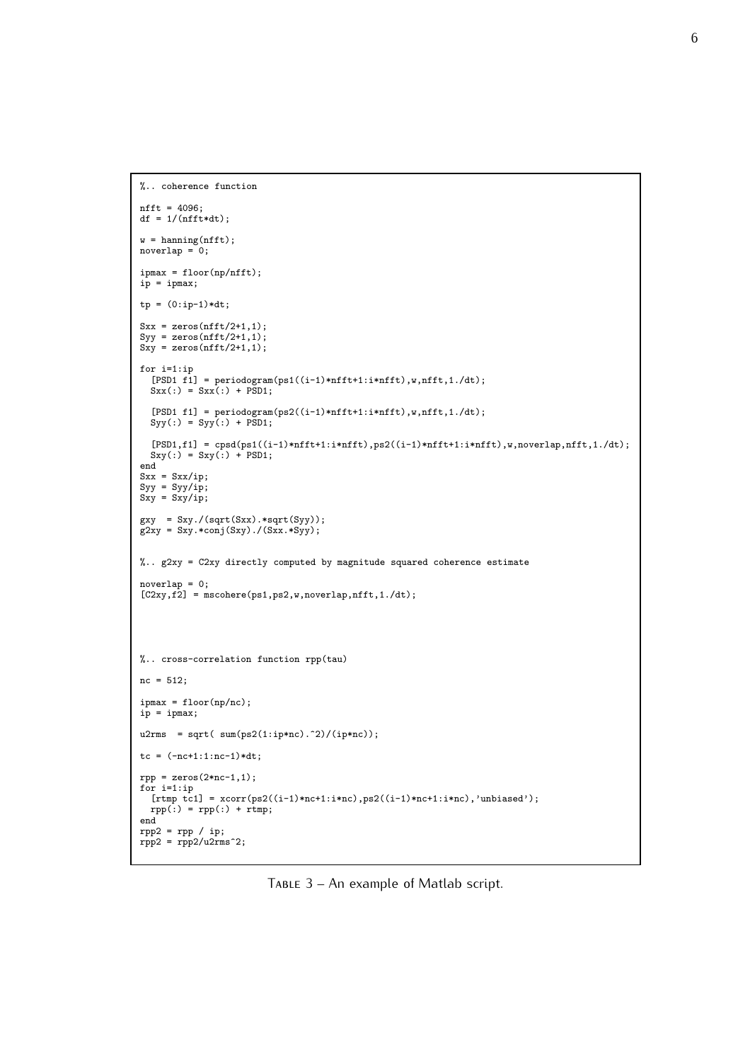```
%.. coherence function

nfft = 4096;
df = 1/(nfft*dt);

w = hanning(nfft);
noverlap = 0;

ipmax = floor(np/nfft);
ip = ipmax;

tp = (0:ip-1)*dt;

Sxx = zeros(nfft/2+1,1);
Syy = zeros(nfft/2+1,1);
Sxy = zeros(nfft/2+1,1);

for i=1:ip
  [PSD1 f1] = periodogram(ps1((i-1)*nfft+1:i*nfft),w,nfft,1./dt);
  Sxx(:) = Sxx(:) + PSD1;

  [PSD1 f1] = periodogram(ps2((i-1)*nfft+1:i*nfft),w,nfft,1./dt);
  Syy(:) = Syy(:) + PSD1;

  [PSD1,f1] = cpsd(ps1((i-1)*nfft+1:i*nfft),ps2((i-1)*nfft+1:i*nfft),w,noverlap,nfft,1./dt);
  Sxy(:) = Sxy(:) + PSD1;
end
Sxx = Sxx/ip;
Syy = Syy/ip;
Sxy = Sxy/ip;

gxy  = Sxy./(sqrt(Sxx).*sqrt(Syy));
g2xy = Sxy.*conj(Sxy)./(Sxx.*Syy);


%.. g2xy = C2xy directly computed by magnitude squared coherence estimate

noverlap = 0;
[C2xy,f2] = mscohere(ps1,ps2,w,noverlap,nfft,1./dt);




%.. cross-correlation function rpp(tau)

nc = 512;

ipmax = floor(np/nc);
ip = ipmax;

u2rms  = sqrt( sum(ps2(1:ip*nc).^2)/(ip*nc));

tc = (-nc+1:1:nc-1)*dt;

rpp = zeros(2*nc-1,1);
for i=1:ip
  [rtmp tc1] = xcorr(ps2((i-1)*nc+1:i*nc),ps2((i-1)*nc+1:i*nc),'unbiased');
  rpp(:) = rpp(:) + rtmp;
end
rpp2 = rpp / ip;
rpp2 = rpp2/u2rms^2;
```

Table 3 – An example of Matlab script.